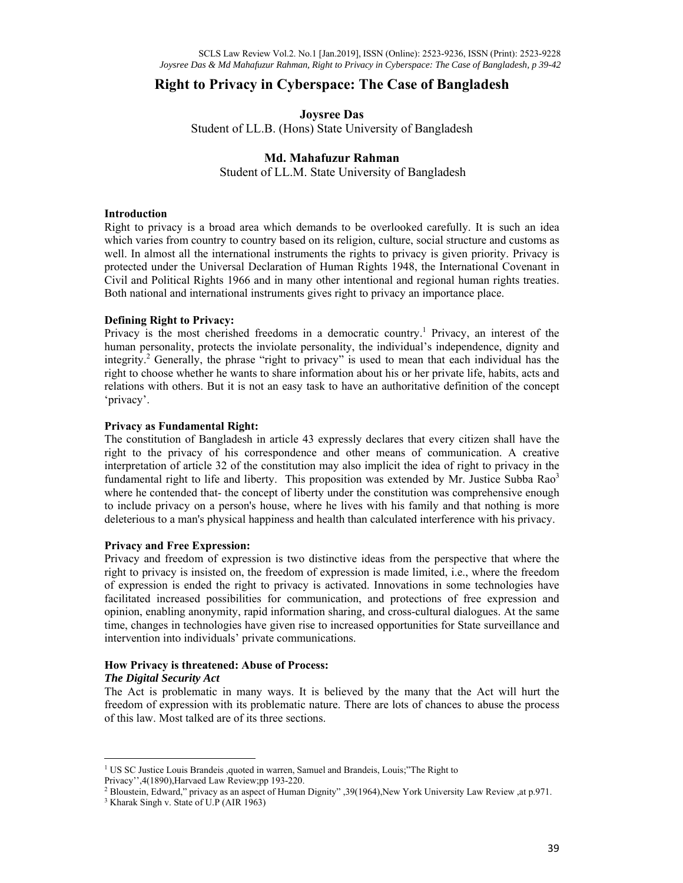# Right to Privacy in Cyberspace: The Case of Bangladesh

**Joysree Das**
Student of LL.B. (Hons) State University of Bangladesh

**Md. Mahafuzur Rahman**
Student of LL.M. State University of Bangladesh

### Introduction

Right to privacy is a broad area which demands to be overlooked carefully. It is such an idea which varies from country to country based on its religion, culture, social structure and customs as well. In almost all the international instruments the rights to privacy is given priority. Privacy is protected under the Universal Declaration of Human Rights 1948, the International Covenant in Civil and Political Rights 1966 and in many other intentional and regional human rights treaties. Both national and international instruments gives right to privacy an importance place.

### Defining Right to Privacy:

Privacy is the most cherished freedoms in a democratic country.[1] Privacy, an interest of the human personality, protects the inviolate personality, the individual's independence, dignity and integrity.[2] Generally, the phrase "right to privacy" is used to mean that each individual has the right to choose whether he wants to share information about his or her private life, habits, acts and relations with others. But it is not an easy task to have an authoritative definition of the concept 'privacy'.

### Privacy as Fundamental Right:

The constitution of Bangladesh in article 43 expressly declares that every citizen shall have the right to the privacy of his correspondence and other means of communication. A creative interpretation of article 32 of the constitution may also implicit the idea of right to privacy in the fundamental right to life and liberty. This proposition was extended by Mr. Justice Subba Rao[3] where he contended that- the concept of liberty under the constitution was comprehensive enough to include privacy on a person's house, where he lives with his family and that nothing is more deleterious to a man's physical happiness and health than calculated interference with his privacy.

### Privacy and Free Expression:

Privacy and freedom of expression is two distinctive ideas from the perspective that where the right to privacy is insisted on, the freedom of expression is made limited, i.e., where the freedom of expression is ended the right to privacy is activated. Innovations in some technologies have facilitated increased possibilities for communication, and protections of free expression and opinion, enabling anonymity, rapid information sharing, and cross-cultural dialogues. At the same time, changes in technologies have given rise to increased opportunities for State surveillance and intervention into individuals' private communications.

### How Privacy is threatened: Abuse of Process:

***The Digital Security Act***

The Act is problematic in many ways. It is believed by the many that the Act will hurt the freedom of expression with its problematic nature. There are lots of chances to abuse the process of this law. Most talked are of its three sections.

---

[1] US SC Justice Louis Brandeis ,quoted in warren, Samuel and Brandeis, Louis;"The Right to Privacy'',4(1890),Harvaed Law Review;pp 193-220.

[2] Bloustein, Edward," privacy as an aspect of Human Dignity" ,39(1964),New York University Law Review ,at p.971.

[3] Kharak Singh v. State of U.P (AIR 1963)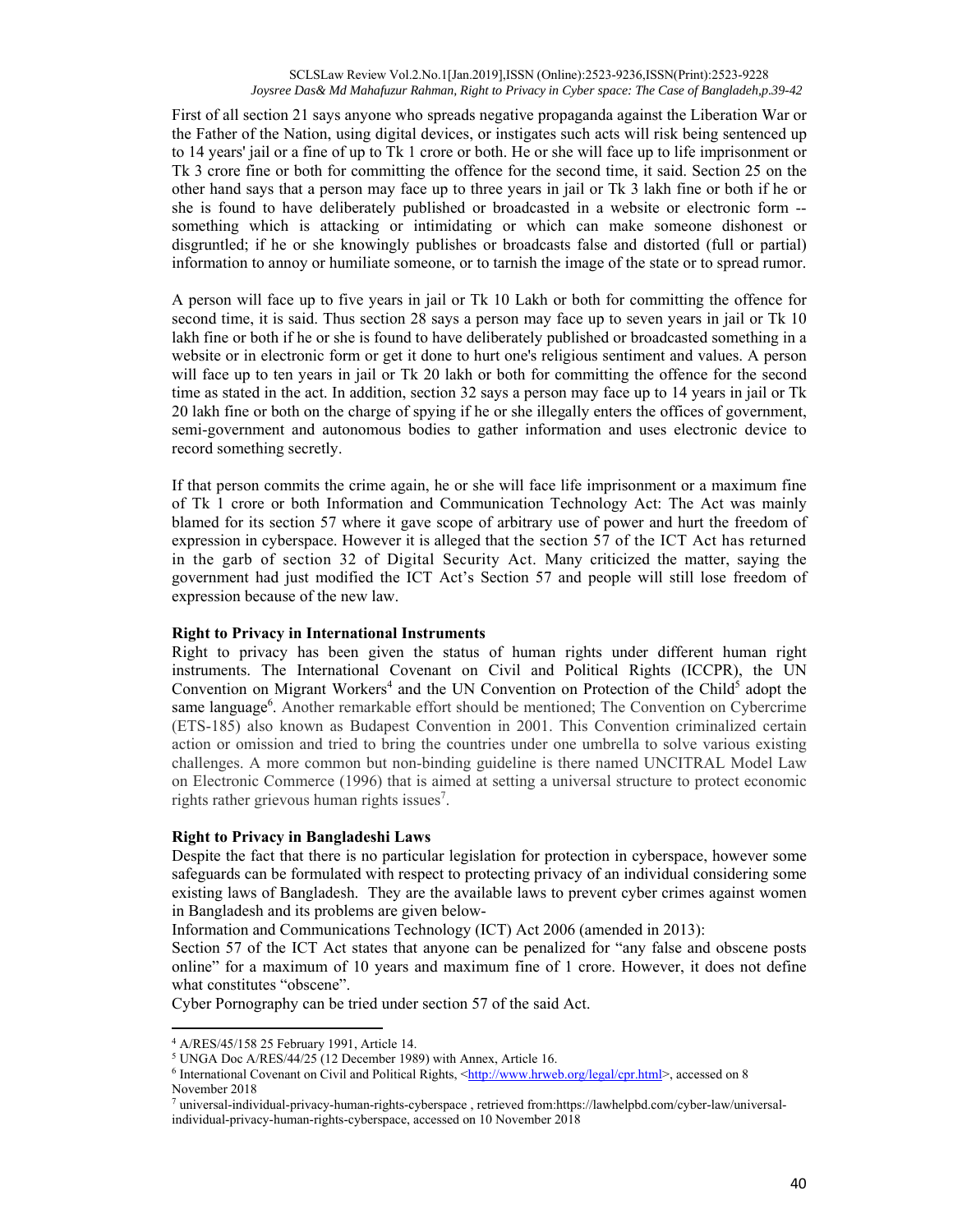First of all section 21 says anyone who spreads negative propaganda against the Liberation War or the Father of the Nation, using digital devices, or instigates such acts will risk being sentenced up to 14 years' jail or a fine of up to Tk 1 crore or both. He or she will face up to life imprisonment or Tk 3 crore fine or both for committing the offence for the second time, it said. Section 25 on the other hand says that a person may face up to three years in jail or Tk 3 lakh fine or both if he or she is found to have deliberately published or broadcasted in a website or electronic form -- something which is attacking or intimidating or which can make someone dishonest or disgruntled; if he or she knowingly publishes or broadcasts false and distorted (full or partial) information to annoy or humiliate someone, or to tarnish the image of the state or to spread rumor.

A person will face up to five years in jail or Tk 10 Lakh or both for committing the offence for second time, it is said. Thus section 28 says a person may face up to seven years in jail or Tk 10 lakh fine or both if he or she is found to have deliberately published or broadcasted something in a website or in electronic form or get it done to hurt one's religious sentiment and values. A person will face up to ten years in jail or Tk 20 lakh or both for committing the offence for the second time as stated in the act. In addition, section 32 says a person may face up to 14 years in jail or Tk 20 lakh fine or both on the charge of spying if he or she illegally enters the offices of government, semi-government and autonomous bodies to gather information and uses electronic device to record something secretly.

If that person commits the crime again, he or she will face life imprisonment or a maximum fine of Tk 1 crore or both Information and Communication Technology Act: The Act was mainly blamed for its section 57 where it gave scope of arbitrary use of power and hurt the freedom of expression in cyberspace. However it is alleged that the section 57 of the ICT Act has returned in the garb of section 32 of Digital Security Act. Many criticized the matter, saying the government had just modified the ICT Act's Section 57 and people will still lose freedom of expression because of the new law.

**Right to Privacy in International Instruments**

Right to privacy has been given the status of human rights under different human right instruments. The International Covenant on Civil and Political Rights (ICCPR), the UN Convention on Migrant Workers[4] and the UN Convention on Protection of the Child[5] adopt the same language[6]. Another remarkable effort should be mentioned; The Convention on Cybercrime (ETS-185) also known as Budapest Convention in 2001. This Convention criminalized certain action or omission and tried to bring the countries under one umbrella to solve various existing challenges. A more common but non-binding guideline is there named UNCITRAL Model Law on Electronic Commerce (1996) that is aimed at setting a universal structure to protect economic rights rather grievous human rights issues[7].

**Right to Privacy in Bangladeshi Laws**

Despite the fact that there is no particular legislation for protection in cyberspace, however some safeguards can be formulated with respect to protecting privacy of an individual considering some existing laws of Bangladesh. They are the available laws to prevent cyber crimes against women in Bangladesh and its problems are given below-

Information and Communications Technology (ICT) Act 2006 (amended in 2013):

Section 57 of the ICT Act states that anyone can be penalized for "any false and obscene posts online" for a maximum of 10 years and maximum fine of 1 crore. However, it does not define what constitutes "obscene".

Cyber Pornography can be tried under section 57 of the said Act.

---

[4] A/RES/45/158 25 February 1991, Article 14.

[5] UNGA Doc A/RES/44/25 (12 December 1989) with Annex, Article 16.

[6] International Covenant on Civil and Political Rights, <http://www.hrweb.org/legal/cpr.html>, accessed on 8 November 2018

[7] universal-individual-privacy-human-rights-cyberspace , retrieved from:https://lawhelpbd.com/cyber-law/universal-individual-privacy-human-rights-cyberspace, accessed on 10 November 2018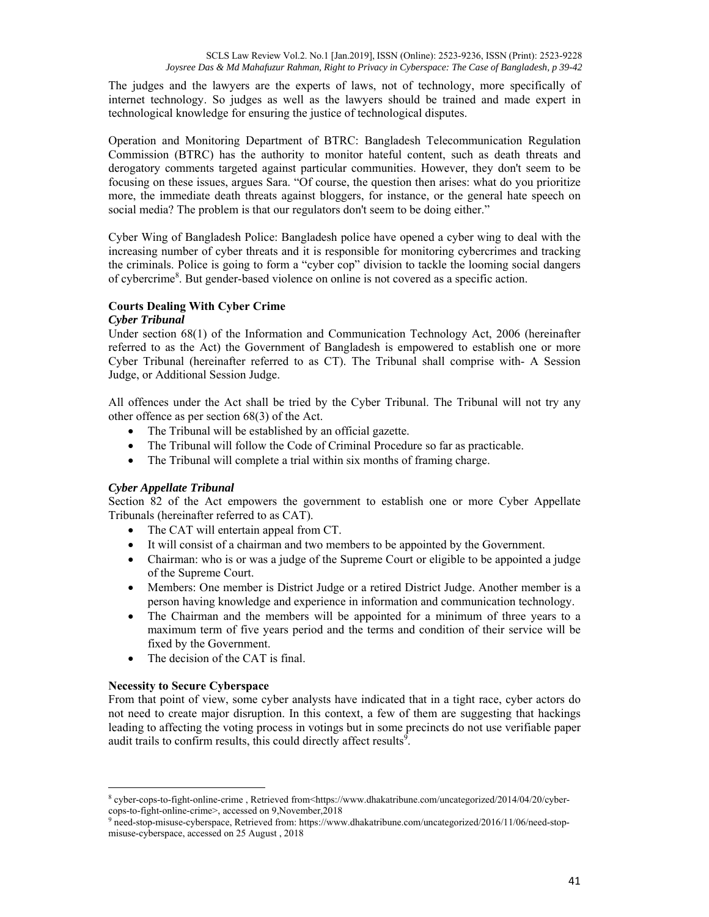The judges and the lawyers are the experts of laws, not of technology, more specifically of internet technology. So judges as well as the lawyers should be trained and made expert in technological knowledge for ensuring the justice of technological disputes.

Operation and Monitoring Department of BTRC: Bangladesh Telecommunication Regulation Commission (BTRC) has the authority to monitor hateful content, such as death threats and derogatory comments targeted against particular communities. However, they don't seem to be focusing on these issues, argues Sara. "Of course, the question then arises: what do you prioritize more, the immediate death threats against bloggers, for instance, or the general hate speech on social media? The problem is that our regulators don't seem to be doing either."

Cyber Wing of Bangladesh Police: Bangladesh police have opened a cyber wing to deal with the increasing number of cyber threats and it is responsible for monitoring cybercrimes and tracking the criminals. Police is going to form a "cyber cop" division to tackle the looming social dangers of cybercrime[8]. But gender-based violence on online is not covered as a specific action.

## Courts Dealing With Cyber Crime

### *Cyber Tribunal*

Under section 68(1) of the Information and Communication Technology Act, 2006 (hereinafter referred to as the Act) the Government of Bangladesh is empowered to establish one or more Cyber Tribunal (hereinafter referred to as CT). The Tribunal shall comprise with- A Session Judge, or Additional Session Judge.

All offences under the Act shall be tried by the Cyber Tribunal. The Tribunal will not try any other offence as per section 68(3) of the Act.

- The Tribunal will be established by an official gazette.
- The Tribunal will follow the Code of Criminal Procedure so far as practicable.
- The Tribunal will complete a trial within six months of framing charge.

### *Cyber Appellate Tribunal*

Section 82 of the Act empowers the government to establish one or more Cyber Appellate Tribunals (hereinafter referred to as CAT).

- The CAT will entertain appeal from CT.
- It will consist of a chairman and two members to be appointed by the Government.
- Chairman: who is or was a judge of the Supreme Court or eligible to be appointed a judge of the Supreme Court.
- Members: One member is District Judge or a retired District Judge. Another member is a person having knowledge and experience in information and communication technology.
- The Chairman and the members will be appointed for a minimum of three years to a maximum term of five years period and the terms and condition of their service will be fixed by the Government.
- The decision of the CAT is final.

## Necessity to Secure Cyberspace

From that point of view, some cyber analysts have indicated that in a tight race, cyber actors do not need to create major disruption. In this context, a few of them are suggesting that hackings leading to affecting the voting process in votings but in some precincts do not use verifiable paper audit trails to confirm results, this could directly affect results[9].

---

[8] cyber-cops-to-fight-online-crime , Retrieved from<https://www.dhakatribune.com/uncategorized/2014/04/20/cyber-cops-to-fight-online-crime>, accessed on 9,November,2018

[9] need-stop-misuse-cyberspace, Retrieved from: https://www.dhakatribune.com/uncategorized/2016/11/06/need-stop-misuse-cyberspace, accessed on 25 August , 2018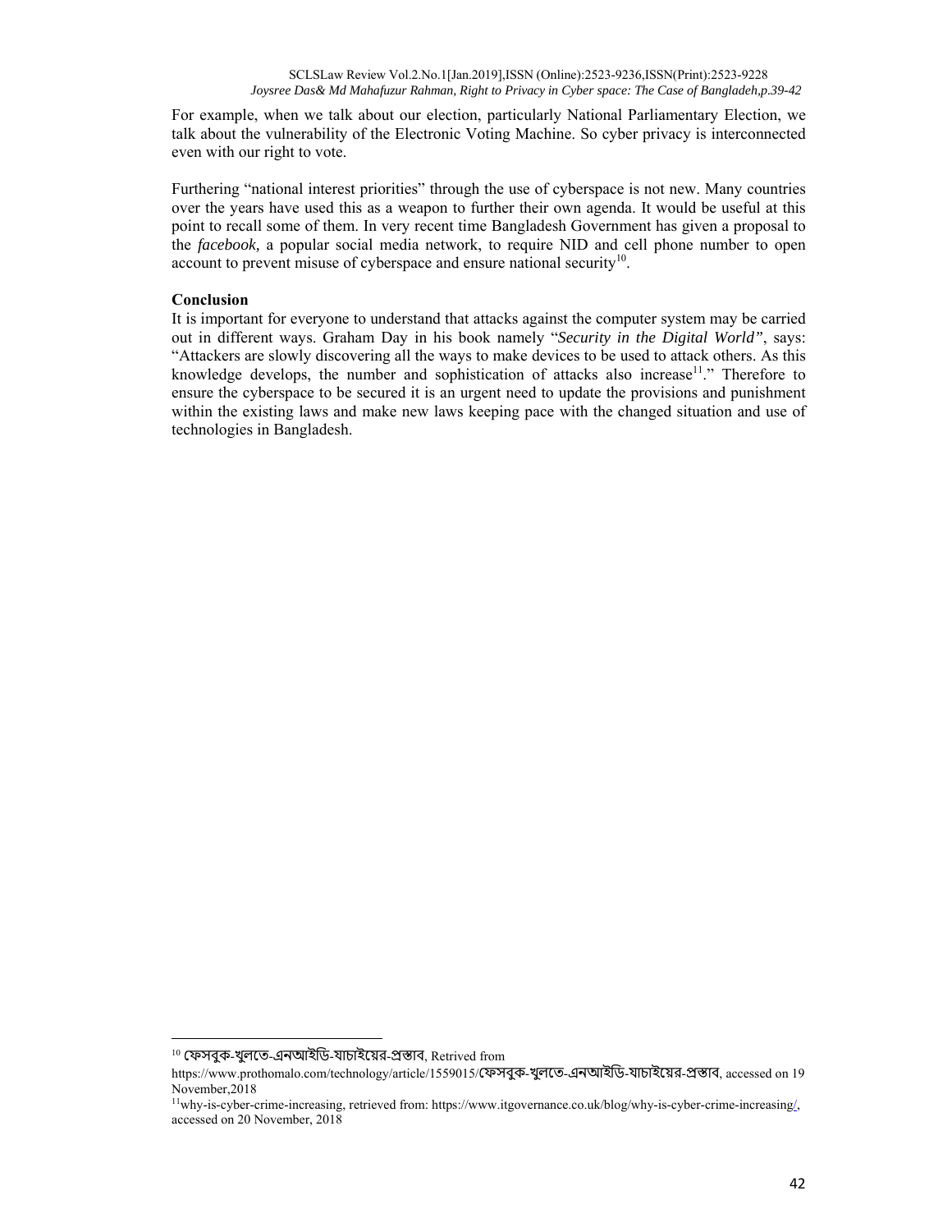For example, when we talk about our election, particularly National Parliamentary Election, we talk about the vulnerability of the Electronic Voting Machine. So cyber privacy is interconnected even with our right to vote.

Furthering "national interest priorities" through the use of cyberspace is not new. Many countries over the years have used this as a weapon to further their own agenda. It would be useful at this point to recall some of them. In very recent time Bangladesh Government has given a proposal to the *facebook,* a popular social media network, to require NID and cell phone number to open account to prevent misuse of cyberspace and ensure national security[10].

**Conclusion**

It is important for everyone to understand that attacks against the computer system may be carried out in different ways. Graham Day in his book namely "*Security in the Digital World"*, says: "Attackers are slowly discovering all the ways to make devices to be used to attack others. As this knowledge develops, the number and sophistication of attacks also increase[11]." Therefore to ensure the cyberspace to be secured it is an urgent need to update the provisions and punishment within the existing laws and make new laws keeping pace with the changed situation and use of technologies in Bangladesh.

---

[10] ফেসবুক-খুলতে-এনআইডি-যাচাইয়ের-প্রস্তাব, Retrived from https://www.prothomalo.com/technology/article/1559015/ফেসবুক-খুলতে-এনআইডি-যাচাইয়ের-প্রস্তাব, accessed on 19 November,2018

[11] why-is-cyber-crime-increasing, retrieved from: https://www.itgovernance.co.uk/blog/why-is-cyber-crime-increasing/, accessed on 20 November, 2018